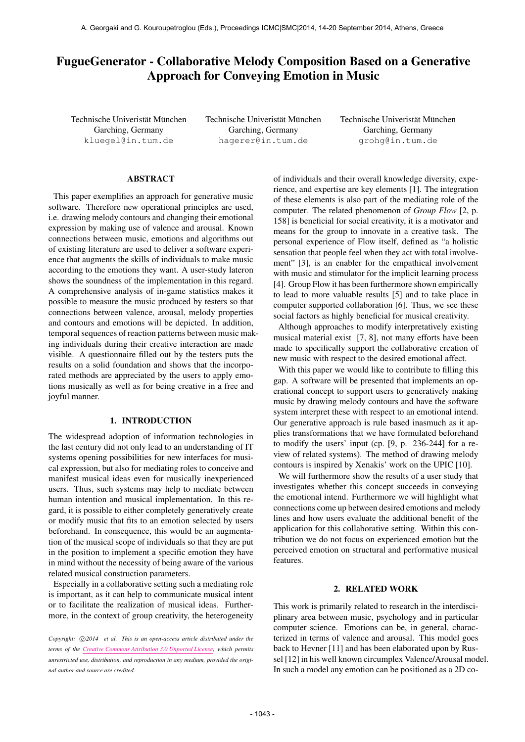# FugueGenerator - Collaborative Melody Composition Based on a Generative Approach for Conveying Emotion in Music

Technische Univeristät München
Garching, Germany
kluegel@in.tum.de

Technische Univeristät München
Garching, Germany
hagerer@in.tum.de

Technische Univeristät München
Garching, Germany
grohg@in.tum.de

## ABSTRACT

This paper exemplifies an approach for generative music software. Therefore new operational principles are used, i.e. drawing melody contours and changing their emotional expression by making use of valence and arousal. Known connections between music, emotions and algorithms out of existing literature are used to deliver a software experience that augments the skills of individuals to make music according to the emotions they want. A user-study lateron shows the soundness of the implementation in this regard. A comprehensive analysis of in-game statistics makes it possible to measure the music produced by testers so that connections between valence, arousal, melody properties and contours and emotions will be depicted. In addition, temporal sequences of reaction patterns between music making individuals during their creative interaction are made visible. A questionnaire filled out by the testers puts the results on a solid foundation and shows that the incorporated methods are appreciated by the users to apply emotions musically as well as for being creative in a free and joyful manner.

## 1. INTRODUCTION

The widespread adoption of information technologies in the last century did not only lead to an understanding of IT systems opening possibilities for new interfaces for musical expression, but also for mediating roles to conceive and manifest musical ideas even for musically inexperienced users. Thus, such systems may help to mediate between human intention and musical implementation. In this regard, it is possible to either completely generatively create or modify music that fits to an emotion selected by users beforehand. In consequence, this would be an augmentation of the musical scope of individuals so that they are put in the position to implement a specific emotion they have in mind without the necessity of being aware of the various related musical construction parameters.

Especially in a collaborative setting such a mediating role is important, as it can help to communicate musical intent or to facilitate the realization of musical ideas. Furthermore, in the context of group creativity, the heterogeneity of individuals and their overall knowledge diversity, experience, and expertise are key elements [1]. The integration of these elements is also part of the mediating role of the computer. The related phenomenon of *Group Flow* [2, p. 158] is beneficial for social creativity, it is a motivator and means for the group to innovate in a creative task. The personal experience of Flow itself, defined as "a holistic sensation that people feel when they act with total involvement" [3], is an enabler for the empathical involvement with music and stimulator for the implicit learning process [4]. Group Flow it has been furthermore shown empirically to lead to more valuable results [5] and to take place in computer supported collaboration [6]. Thus, we see these social factors as highly beneficial for musical creativity.

Although approaches to modify interpretatively existing musical material exist [7, 8], not many efforts have been made to specifically support the collaborative creation of new music with respect to the desired emotional affect.

With this paper we would like to contribute to filling this gap. A software will be presented that implements an operational concept to support users to generatively making music by drawing melody contours and have the software system interpret these with respect to an emotional intend. Our generative approach is rule based inasmuch as it applies transformations that we have formulated beforehand to modify the users' input (cp. [9, p. 236-244] for a review of related systems). The method of drawing melody contours is inspired by Xenakis' work on the UPIC [10].

We will furthermore show the results of a user study that investigates whether this concept succeeds in conveying the emotional intend. Furthermore we will highlight what connections come up between desired emotions and melody lines and how users evaluate the additional benefit of the application for this collaborative setting. Within this contribution we do not focus on experienced emotion but the perceived emotion on structural and performative musical features.

## 2. RELATED WORK

This work is primarily related to research in the interdisciplinary area between music, psychology and in particular computer science. Emotions can be, in general, characterized in terms of valence and arousal. This model goes back to Hevner [11] and has been elaborated upon by Russel [12] in his well known circumplex Valence/Arousal model. In such a model any emotion can be positioned as a 2D co-

*Copyright: ©2014 et al. This is an open-access article distributed under the terms of the Creative Commons Attribution 3.0 Unported License, which permits unrestricted use, distribution, and reproduction in any medium, provided the original author and source are credited.*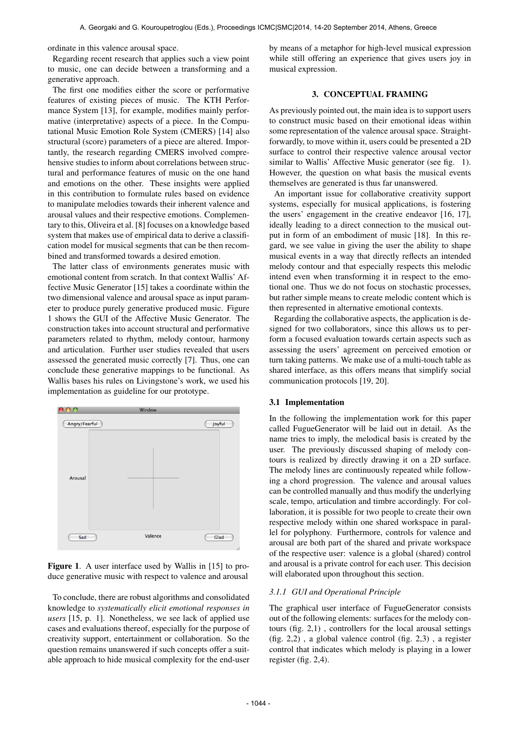ordinate in this valence arousal space.

Regarding recent research that applies such a view point to music, one can decide between a transforming and a generative approach.

The first one modifies either the score or performative features of existing pieces of music. The KTH Performance System [13], for example, modifies mainly performative (interpretative) aspects of a piece. In the Computational Music Emotion Role System (CMERS) [14] also structural (score) parameters of a piece are altered. Importantly, the research regarding CMERS involved comprehensive studies to inform about correlations between structural and performance features of music on the one hand and emotions on the other. These insights were applied in this contribution to formulate rules based on evidence to manipulate melodies towards their inherent valence and arousal values and their respective emotions. Complementary to this, Oliveira et al. [8] focuses on a knowledge based system that makes use of empirical data to derive a classification model for musical segments that can be then recombined and transformed towards a desired emotion.

The latter class of environments generates music with emotional content from scratch. In that context Wallis' Affective Music Generator [15] takes a coordinate within the two dimensional valence and arousal space as input parameter to produce purely generative produced music. Figure 1 shows the GUI of the Affective Music Generator. The construction takes into account structural and performative parameters related to rhythm, melody contour, harmony and articulation. Further user studies revealed that users assessed the generated music correctly [7]. Thus, one can conclude these generative mappings to be functional. As Wallis bases his rules on Livingstone's work, we used his implementation as guideline for our prototype.

**Figure 1**. A user interface used by Wallis in [15] to produce generative music with respect to valence and arousal

To conclude, there are robust algorithms and consolidated knowledge to *systematically elicit emotional responses in users* [15, p. 1]. Nonetheless, we see lack of applied use cases and evaluations thereof, especially for the purpose of creativity support, entertainment or collaboration. So the question remains unanswered if such concepts offer a suitable approach to hide musical complexity for the end-user by means of a metaphor for high-level musical expression while still offering an experience that gives users joy in musical expression.

## 3. CONCEPTUAL FRAMING

As previously pointed out, the main idea is to support users to construct music based on their emotional ideas within some representation of the valence arousal space. Straightforwardly, to move within it, users could be presented a 2D surface to control their respective valence arousal vector similar to Wallis' Affective Music generator (see fig. 1). However, the question on what basis the musical events themselves are generated is thus far unanswered.

An important issue for collaborative creativity support systems, especially for musical applications, is fostering the users' engagement in the creative endeavor [16, 17], ideally leading to a direct connection to the musical output in form of an embodiment of music [18]. In this regard, we see value in giving the user the ability to shape musical events in a way that directly reflects an intended melody contour and that especially respects this melodic intend even when transforming it in respect to the emotional one. Thus we do not focus on stochastic processes, but rather simple means to create melodic content which is then represented in alternative emotional contexts.

Regarding the collaborative aspects, the application is designed for two collaborators, since this allows us to perform a focused evaluation towards certain aspects such as assessing the users' agreement on perceived emotion or turn taking patterns. We make use of a multi-touch table as shared interface, as this offers means that simplify social communication protocols [19, 20].

### 3.1 Implementation

In the following the implementation work for this paper called FugueGenerator will be laid out in detail. As the name tries to imply, the melodical basis is created by the user. The previously discussed shaping of melody contours is realized by directly drawing it on a 2D surface. The melody lines are continuously repeated while following a chord progression. The valence and arousal values can be controlled manually and thus modify the underlying scale, tempo, articulation and timbre accordingly. For collaboration, it is possible for two people to create their own respective melody within one shared workspace in parallel for polyphony. Furthermore, controls for valence and arousal are both part of the shared and private workspace of the respective user: valence is a global (shared) control and arousal is a private control for each user. This decision will elaborated upon throughout this section.

#### 3.1.1 GUI and Operational Principle

The graphical user interface of FugueGenerator consists out of the following elements: surfaces for the melody contours (fig. 2,1) , controllers for the local arousal settings (fig. 2,2) , a global valence control (fig. 2,3) , a register control that indicates which melody is playing in a lower register (fig. 2,4).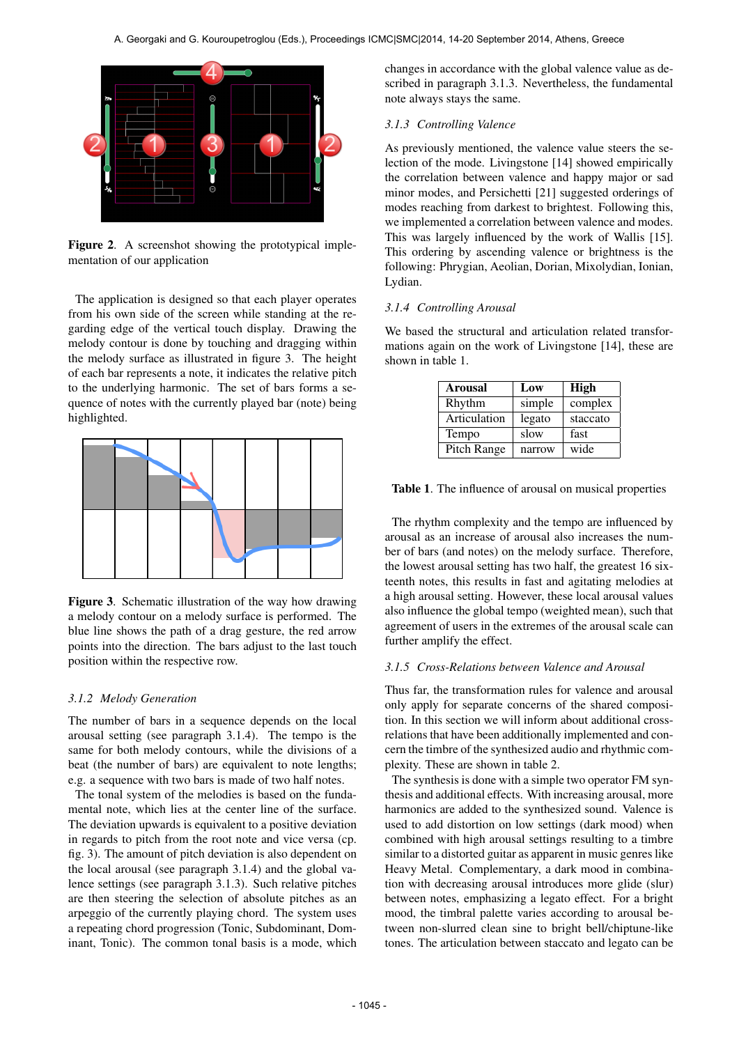**Figure 2**. A screenshot showing the prototypical implementation of our application

The application is designed so that each player operates from his own side of the screen while standing at the regarding edge of the vertical touch display. Drawing the melody contour is done by touching and dragging within the melody surface as illustrated in figure 3. The height of each bar represents a note, it indicates the relative pitch to the underlying harmonic. The set of bars forms a sequence of notes with the currently played bar (note) being highlighted.

**Figure 3**. Schematic illustration of the way how drawing a melody contour on a melody surface is performed. The blue line shows the path of a drag gesture, the red arrow points into the direction. The bars adjust to the last touch position within the respective row.

### *3.1.2 Melody Generation*

The number of bars in a sequence depends on the local arousal setting (see paragraph 3.1.4). The tempo is the same for both melody contours, while the divisions of a beat (the number of bars) are equivalent to note lengths; e.g. a sequence with two bars is made of two half notes.

The tonal system of the melodies is based on the fundamental note, which lies at the center line of the surface. The deviation upwards is equivalent to a positive deviation in regards to pitch from the root note and vice versa (cp. fig. 3). The amount of pitch deviation is also dependent on the local arousal (see paragraph 3.1.4) and the global valence settings (see paragraph 3.1.3). Such relative pitches are then steering the selection of absolute pitches as an arpeggio of the currently playing chord. The system uses a repeating chord progression (Tonic, Subdominant, Dominant, Tonic). The common tonal basis is a mode, which changes in accordance with the global valence value as described in paragraph 3.1.3. Nevertheless, the fundamental note always stays the same.

### *3.1.3 Controlling Valence*

As previously mentioned, the valence value steers the selection of the mode. Livingstone [14] showed empirically the correlation between valence and happy major or sad minor modes, and Persichetti [21] suggested orderings of modes reaching from darkest to brightest. Following this, we implemented a correlation between valence and modes. This was largely influenced by the work of Wallis [15]. This ordering by ascending valence or brightness is the following: Phrygian, Aeolian, Dorian, Mixolydian, Ionian, Lydian.

### *3.1.4 Controlling Arousal*

We based the structural and articulation related transformations again on the work of Livingstone [14], these are shown in table 1.

| Arousal | Low | High |
|---|---|---|
| Rhythm | simple | complex |
| Articulation | legato | staccato |
| Tempo | slow | fast |
| Pitch Range | narrow | wide |

**Table 1**. The influence of arousal on musical properties

The rhythm complexity and the tempo are influenced by arousal as an increase of arousal also increases the number of bars (and notes) on the melody surface. Therefore, the lowest arousal setting has two half, the greatest 16 sixteenth notes, this results in fast and agitating melodies at a high arousal setting. However, these local arousal values also influence the global tempo (weighted mean), such that agreement of users in the extremes of the arousal scale can further amplify the effect.

### *3.1.5 Cross-Relations between Valence and Arousal*

Thus far, the transformation rules for valence and arousal only apply for separate concerns of the shared composition. In this section we will inform about additional cross-relations that have been additionally implemented and concern the timbre of the synthesized audio and rhythmic complexity. These are shown in table 2.

The synthesis is done with a simple two operator FM synthesis and additional effects. With increasing arousal, more harmonics are added to the synthesized sound. Valence is used to add distortion on low settings (dark mood) when combined with high arousal settings resulting to a timbre similar to a distorted guitar as apparent in music genres like Heavy Metal. Complementary, a dark mood in combination with decreasing arousal introduces more glide (slur) between notes, emphasizing a legato effect. For a bright mood, the timbral palette varies according to arousal between non-slurred clean sine to bright bell/chiptune-like tones. The articulation between staccato and legato can be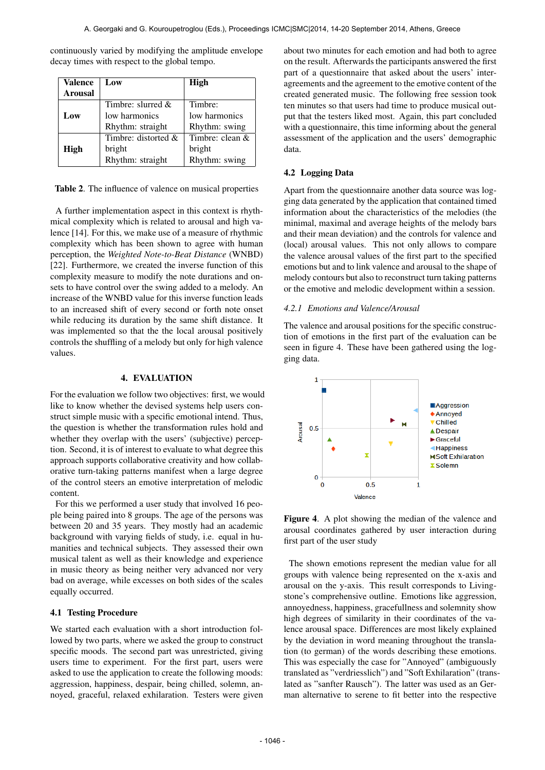continuously varied by modifying the amplitude envelope decay times with respect to the global tempo.

| Valence / Arousal | Low | High |
|---|---|---|
| **Low** | Timbre: slurred & low harmonics Rhythm: straight | Timbre: low harmonics Rhythm: swing |
| **High** | Timbre: distorted & bright Rhythm: straight | Timbre: clean & bright Rhythm: swing |

**Table 2**. The influence of valence on musical properties

A further implementation aspect in this context is rhythmical complexity which is related to arousal and high valence [14]. For this, we make use of a measure of rhythmic complexity which has been shown to agree with human perception, the *Weighted Note-to-Beat Distance* (WNBD) [22]. Furthermore, we created the inverse function of this complexity measure to modify the note durations and onsets to have control over the swing added to a melody. An increase of the WNBD value for this inverse function leads to an increased shift of every second or forth note onset while reducing its duration by the same shift distance. It was implemented so that the the local arousal positively controls the shuffling of a melody but only for high valence values.

## 4. EVALUATION

For the evaluation we follow two objectives: first, we would like to know whether the devised systems help users construct simple music with a specific emotional intend. Thus, the question is whether the transformation rules hold and whether they overlap with the users' (subjective) perception. Second, it is of interest to evaluate to what degree this approach supports collaborative creativity and how collaborative turn-taking patterns manifest when a large degree of the control steers an emotive interpretation of melodic content.

For this we performed a user study that involved 16 people being paired into 8 groups. The age of the persons was between 20 and 35 years. They mostly had an academic background with varying fields of study, i.e. equal in humanities and technical subjects. They assessed their own musical talent as well as their knowledge and experience in music theory as being neither very advanced nor very bad on average, while excesses on both sides of the scales equally occurred.

### 4.1 Testing Procedure

We started each evaluation with a short introduction followed by two parts, where we asked the group to construct specific moods. The second part was unrestricted, giving users time to experiment. For the first part, users were asked to use the application to create the following moods: aggression, happiness, despair, being chilled, solemn, annoyed, graceful, relaxed exhilaration. Testers were given about two minutes for each emotion and had both to agree on the result. Afterwards the participants answered the first part of a questionnaire that asked about the users' interagreements and the agreement to the emotive content of the created generated music. The following free session took ten minutes so that users had time to produce musical output that the testers liked most. Again, this part concluded with a questionnaire, this time informing about the general assessment of the application and the users' demographic data.

### 4.2 Logging Data

Apart from the questionnaire another data source was logging data generated by the application that contained timed information about the characteristics of the melodies (the minimal, maximal and average heights of the melody bars and their mean deviation) and the controls for valence and (local) arousal values. This not only allows to compare the valence arousal values of the first part to the specified emotions but and to link valence and arousal to the shape of melody contours but also to reconstruct turn taking patterns or the emotive and melodic development within a session.

#### *4.2.1 Emotions and Valence/Arousal*

The valence and arousal positions for the specific construction of emotions in the first part of the evaluation can be seen in figure 4. These have been gathered using the logging data.

**Figure 4**. A plot showing the median of the valence and arousal coordinates gathered by user interaction during first part of the user study

The shown emotions represent the median value for all groups with valence being represented on the x-axis and arousal on the y-axis. This result corresponds to Livingstone's comprehensive outline. Emotions like aggression, annoyedness, happiness, gracefullness and solemnity show high degrees of similarity in their coordinates of the valence arousal space. Differences are most likely explained by the deviation in word meaning throughout the translation (to german) of the words describing these emotions. This was especially the case for "Annoyed" (ambiguously translated as "verdriesslich") and "Soft Exhilaration" (translated as "sanfter Rausch"). The latter was used as an German alternative to serene to fit better into the respective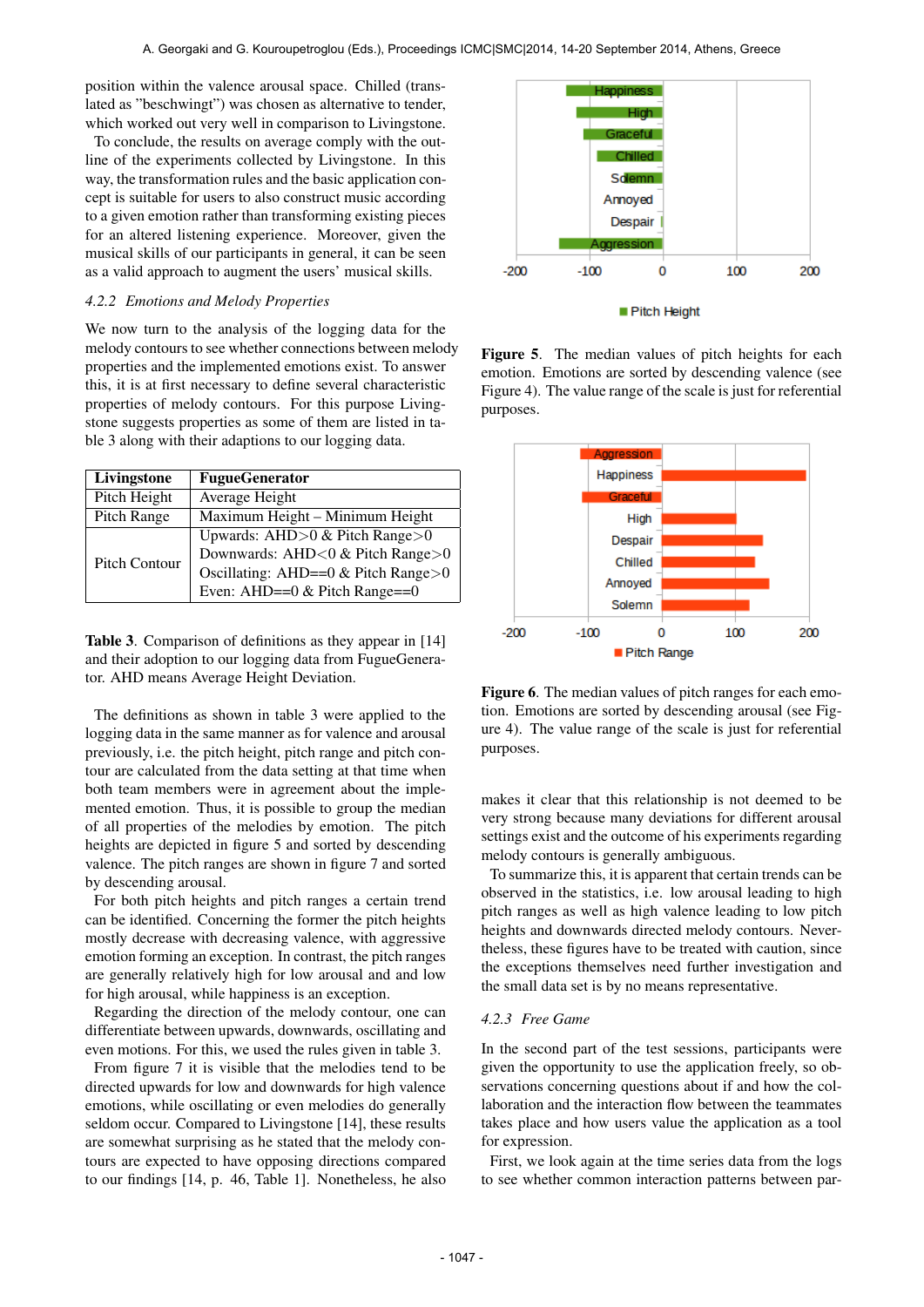position within the valence arousal space. Chilled (translated as "beschwingt") was chosen as alternative to tender, which worked out very well in comparison to Livingstone.

To conclude, the results on average comply with the outline of the experiments collected by Livingstone. In this way, the transformation rules and the basic application concept is suitable for users to also construct music according to a given emotion rather than transforming existing pieces for an altered listening experience. Moreover, given the musical skills of our participants in general, it can be seen as a valid approach to augment the users' musical skills.

#### 4.2.2 *Emotions and Melody Properties*

We now turn to the analysis of the logging data for the melody contours to see whether connections between melody properties and the implemented emotions exist. To answer this, it is at first necessary to define several characteristic properties of melody contours. For this purpose Livingstone suggests properties as some of them are listed in table 3 along with their adaptions to our logging data.

| Livingstone | FugueGenerator |
|---|---|
| Pitch Height | Average Height |
| Pitch Range | Maximum Height – Minimum Height |
| Pitch Contour | Upwards: AHD>0 & Pitch Range>0 <br> Downwards: AHD<0 & Pitch Range>0 <br> Oscillating: AHD==0 & Pitch Range>0 <br> Even: AHD==0 & Pitch Range==0 |

**Table 3**. Comparison of definitions as they appear in [14] and their adoption to our logging data from FugueGenerator. AHD means Average Height Deviation.

The definitions as shown in table 3 were applied to the logging data in the same manner as for valence and arousal previously, i.e. the pitch height, pitch range and pitch contour are calculated from the data setting at that time when both team members were in agreement about the implemented emotion. Thus, it is possible to group the median of all properties of the melodies by emotion. The pitch heights are depicted in figure 5 and sorted by descending valence. The pitch ranges are shown in figure 7 and sorted by descending arousal.

For both pitch heights and pitch ranges a certain trend can be identified. Concerning the former the pitch heights mostly decrease with decreasing valence, with aggressive emotion forming an exception. In contrast, the pitch ranges are generally relatively high for low arousal and and low for high arousal, while happiness is an exception.

Regarding the direction of the melody contour, one can differentiate between upwards, downwards, oscillating and even motions. For this, we used the rules given in table 3.

From figure 7 it is visible that the melodies tend to be directed upwards for low and downwards for high valence emotions, while oscillating or even melodies do generally seldom occur. Compared to Livingstone [14], these results are somewhat surprising as he stated that the melody contours are expected to have opposing directions compared to our findings [14, p. 46, Table 1]. Nonetheless, he also

**Figure 5**. The median values of pitch heights for each emotion. Emotions are sorted by descending valence (see Figure 4). The value range of the scale is just for referential purposes.

**Figure 6**. The median values of pitch ranges for each emotion. Emotions are sorted by descending arousal (see Figure 4). The value range of the scale is just for referential purposes.

makes it clear that this relationship is not deemed to be very strong because many deviations for different arousal settings exist and the outcome of his experiments regarding melody contours is generally ambiguous.

To summarize this, it is apparent that certain trends can be observed in the statistics, i.e. low arousal leading to high pitch ranges as well as high valence leading to low pitch heights and downwards directed melody contours. Nevertheless, these figures have to be treated with caution, since the exceptions themselves need further investigation and the small data set is by no means representative.

#### 4.2.3 *Free Game*

In the second part of the test sessions, participants were given the opportunity to use the application freely, so observations concerning questions about if and how the collaboration and the interaction flow between the teammates takes place and how users value the application as a tool for expression.

First, we look again at the time series data from the logs to see whether common interaction patterns between par-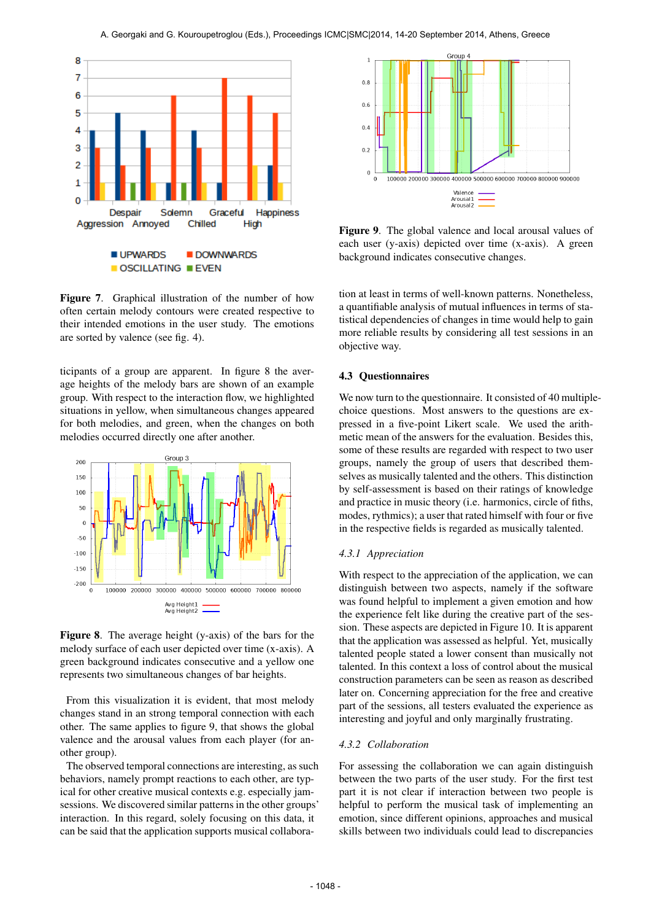**Figure 7**. Graphical illustration of the number of how often certain melody contours were created respective to their intended emotions in the user study. The emotions are sorted by valence (see fig. 4).

ticipants of a group are apparent. In figure 8 the average heights of the melody bars are shown of an example group. With respect to the interaction flow, we highlighted situations in yellow, when simultaneous changes appeared for both melodies, and green, when the changes on both melodies occurred directly one after another.

**Figure 8**. The average height (y-axis) of the bars for the melody surface of each user depicted over time (x-axis). A green background indicates consecutive and a yellow one represents two simultaneous changes of bar heights.

From this visualization it is evident, that most melody changes stand in an strong temporal connection with each other. The same applies to figure 9, that shows the global valence and the arousal values from each player (for another group).

The observed temporal connections are interesting, as such behaviors, namely prompt reactions to each other, are typical for other creative musical contexts e.g. especially jam-sessions. We discovered similar patterns in the other groups' interaction. In this regard, solely focusing on this data, it can be said that the application supports musical collaboration at least in terms of well-known patterns. Nonetheless, a quantifiable analysis of mutual influences in terms of statistical dependencies of changes in time would help to gain more reliable results by considering all test sessions in an objective way.

**Figure 9**. The global valence and local arousal values of each user (y-axis) depicted over time (x-axis). A green background indicates consecutive changes.

### 4.3 Questionnaires

We now turn to the questionnaire. It consisted of 40 multiple-choice questions. Most answers to the questions are expressed in a five-point Likert scale. We used the arithmetic mean of the answers for the evaluation. Besides this, some of these results are regarded with respect to two user groups, namely the group of users that described themselves as musically talented and the others. This distinction by self-assessment is based on their ratings of knowledge and practice in music theory (i.e. harmonics, circle of fifths, modes, rythmics); a user that rated himself with four or five in the respective fields is regarded as musically talented.

#### *4.3.1 Appreciation*

With respect to the appreciation of the application, we can distinguish between two aspects, namely if the software was found helpful to implement a given emotion and how the experience felt like during the creative part of the session. These aspects are depicted in Figure 10. It is apparent that the application was assessed as helpful. Yet, musically talented people stated a lower consent than musically not talented. In this context a loss of control about the musical construction parameters can be seen as reason as described later on. Concerning appreciation for the free and creative part of the sessions, all testers evaluated the experience as interesting and joyful and only marginally frustrating.

#### *4.3.2 Collaboration*

For assessing the collaboration we can again distinguish between the two parts of the user study. For the first test part it is not clear if interaction between two people is helpful to perform the musical task of implementing an emotion, since different opinions, approaches and musical skills between two individuals could lead to discrepancies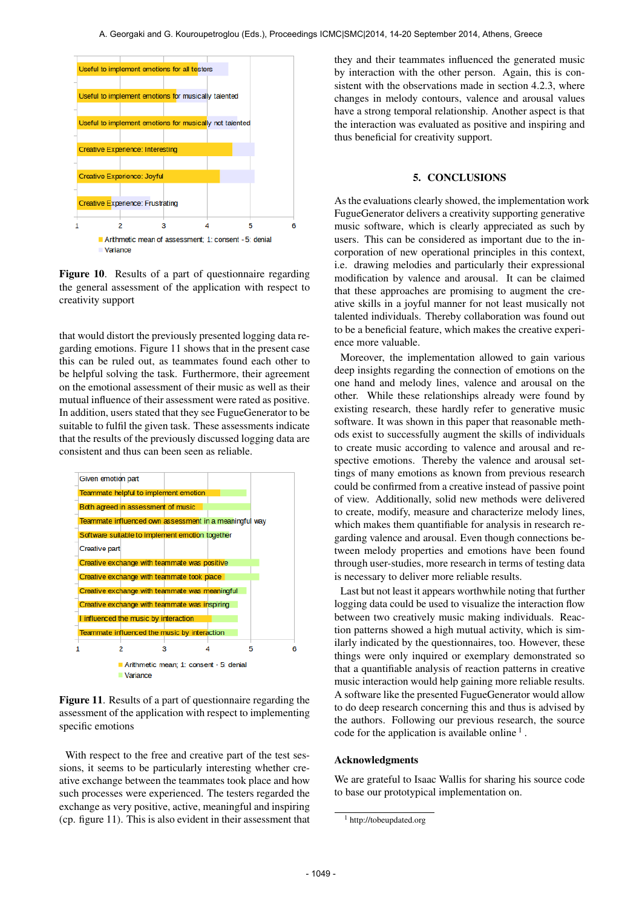Useful to implement emotions for all testers

Useful to implement emotions for musically talented

Useful to implement emotions for musically not talented

Creative Experience: Interesting

Creative Experience: Joyful

Creative Experience: Frustrating

1 2 3 4 5 6

Arithmetic mean of assessment; 1: consent - 5: denial

Variance

**Figure 10**. Results of a part of questionnaire regarding the general assessment of the application with respect to creativity support

that would distort the previously presented logging data regarding emotions. Figure 11 shows that in the present case this can be ruled out, as teammates found each other to be helpful solving the task. Furthermore, their agreement on the emotional assessment of their music as well as their mutual influence of their assessment were rated as positive. In addition, users stated that they see FugueGenerator to be suitable to fulfil the given task. These assessments indicate that the results of the previously discussed logging data are consistent and thus can been seen as reliable.

Given emotion part

Teammate helpful to implement emotion

Both agreed in assessment of music

Teammate influenced own assessment in a meaningful way

Software suitable to implement emotion together

Creative part

Creative exchange with teammate was positive

Creative exchange with teammate took place

Creative exchange with teammate was meaningful

Creative exchange with teammate was inspiring

I influenced the music by interaction

Teammate influenced the music by interaction

1 2 3 4 5 6

Arithmetic mean; 1: consent - 5: denial

Variance

**Figure 11**. Results of a part of questionnaire regarding the assessment of the application with respect to implementing specific emotions

With respect to the free and creative part of the test sessions, it seems to be particularly interesting whether creative exchange between the teammates took place and how such processes were experienced. The testers regarded the exchange as very positive, active, meaningful and inspiring (cp. figure 11). This is also evident in their assessment that they and their teammates influenced the generated music by interaction with the other person. Again, this is consistent with the observations made in section 4.2.3, where changes in melody contours, valence and arousal values have a strong temporal relationship. Another aspect is that the interaction was evaluated as positive and inspiring and thus beneficial for creativity support.

## 5. CONCLUSIONS

As the evaluations clearly showed, the implementation work FugueGenerator delivers a creativity supporting generative music software, which is clearly appreciated as such by users. This can be considered as important due to the incorporation of new operational principles in this context, i.e. drawing melodies and particularly their expressional modification by valence and arousal. It can be claimed that these approaches are promising to augment the creative skills in a joyful manner for not least musically not talented individuals. Thereby collaboration was found out to be a beneficial feature, which makes the creative experience more valuable.

Moreover, the implementation allowed to gain various deep insights regarding the connection of emotions on the one hand and melody lines, valence and arousal on the other. While these relationships already were found by existing research, these hardly refer to generative music software. It was shown in this paper that reasonable methods exist to successfully augment the skills of individuals to create music according to valence and arousal and respective emotions. Thereby the valence and arousal settings of many emotions as known from previous research could be confirmed from a creative instead of passive point of view. Additionally, solid new methods were delivered to create, modify, measure and characterize melody lines, which makes them quantifiable for analysis in research regarding valence and arousal. Even though connections between melody properties and emotions have been found through user-studies, more research in terms of testing data is necessary to deliver more reliable results.

Last but not least it appears worthwhile noting that further logging data could be used to visualize the interaction flow between two creatively music making individuals. Reaction patterns showed a high mutual activity, which is similarly indicated by the questionnaires, too. However, these things were only inquired or exemplary demonstrated so that a quantifiable analysis of reaction patterns in creative music interaction would help gaining more reliable results. A software like the presented FugueGenerator would allow to do deep research concerning this and thus is advised by the authors. Following our previous research, the source code for the application is available online [1] .

### Acknowledgments

We are grateful to Isaac Wallis for sharing his source code to base our prototypical implementation on.

[1] http://tobeupdated.org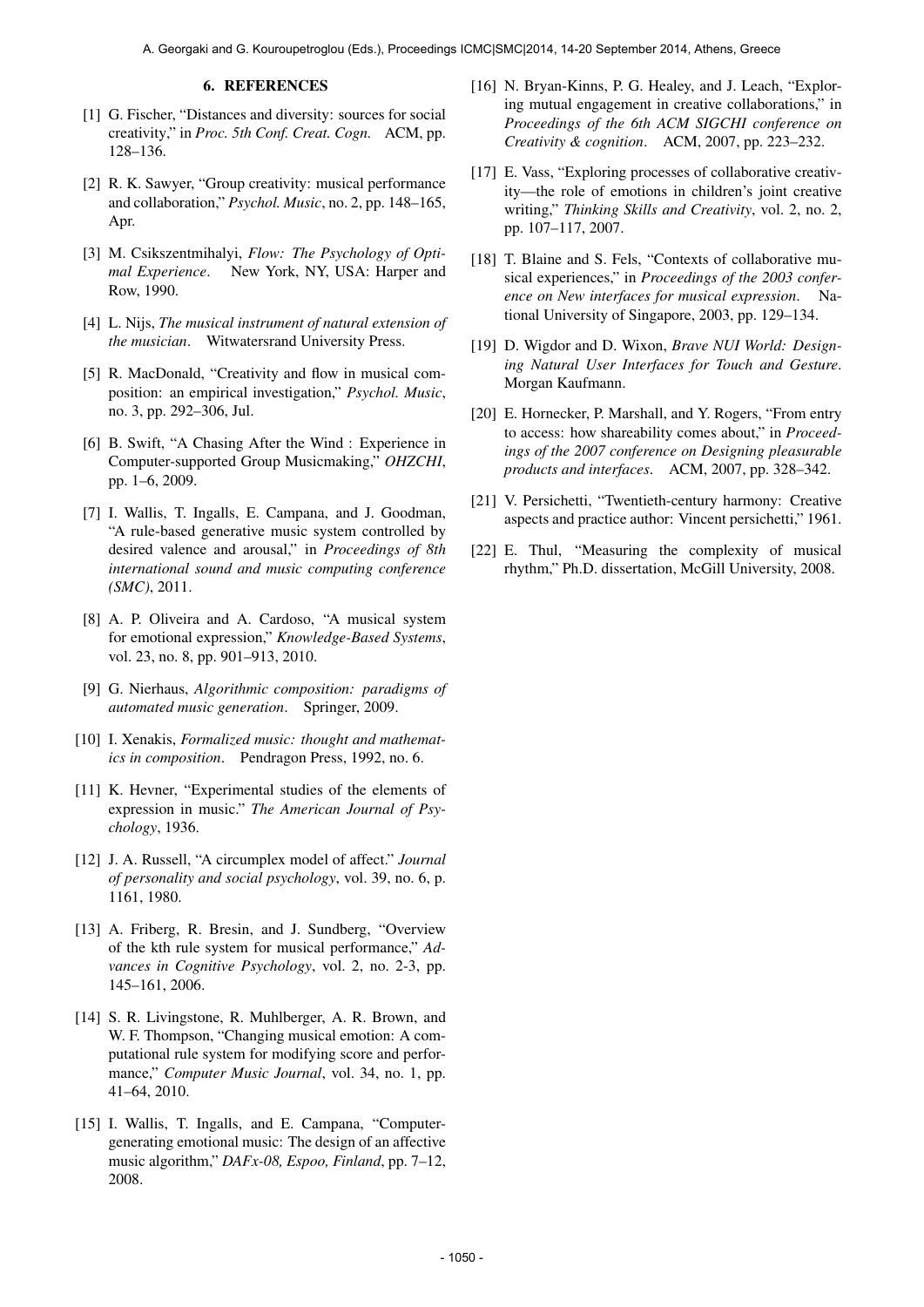## 6. REFERENCES

[1] G. Fischer, "Distances and diversity: sources for social creativity," in *Proc. 5th Conf. Creat. Cogn.* ACM, pp. 128–136.

[2] R. K. Sawyer, "Group creativity: musical performance and collaboration," *Psychol. Music*, no. 2, pp. 148–165, Apr.

[3] M. Csikszentmihalyi, *Flow: The Psychology of Optimal Experience*. New York, NY, USA: Harper and Row, 1990.

[4] L. Nijs, *The musical instrument of natural extension of the musician*. Witwatersrand University Press.

[5] R. MacDonald, "Creativity and flow in musical composition: an empirical investigation," *Psychol. Music*, no. 3, pp. 292–306, Jul.

[6] B. Swift, "A Chasing After the Wind : Experience in Computer-supported Group Musicmaking," *OHZCHI*, pp. 1–6, 2009.

[7] I. Wallis, T. Ingalls, E. Campana, and J. Goodman, "A rule-based generative music system controlled by desired valence and arousal," in *Proceedings of 8th international sound and music computing conference (SMC)*, 2011.

[8] A. P. Oliveira and A. Cardoso, "A musical system for emotional expression," *Knowledge-Based Systems*, vol. 23, no. 8, pp. 901–913, 2010.

[9] G. Nierhaus, *Algorithmic composition: paradigms of automated music generation*. Springer, 2009.

[10] I. Xenakis, *Formalized music: thought and mathematics in composition*. Pendragon Press, 1992, no. 6.

[11] K. Hevner, "Experimental studies of the elements of expression in music." *The American Journal of Psychology*, 1936.

[12] J. A. Russell, "A circumplex model of affect." *Journal of personality and social psychology*, vol. 39, no. 6, p. 1161, 1980.

[13] A. Friberg, R. Bresin, and J. Sundberg, "Overview of the kth rule system for musical performance," *Advances in Cognitive Psychology*, vol. 2, no. 2-3, pp. 145–161, 2006.

[14] S. R. Livingstone, R. Muhlberger, A. R. Brown, and W. F. Thompson, "Changing musical emotion: A computational rule system for modifying score and performance," *Computer Music Journal*, vol. 34, no. 1, pp. 41–64, 2010.

[15] I. Wallis, T. Ingalls, and E. Campana, "Computer-generating emotional music: The design of an affective music algorithm," *DAFx-08, Espoo, Finland*, pp. 7–12, 2008.

[16] N. Bryan-Kinns, P. G. Healey, and J. Leach, "Exploring mutual engagement in creative collaborations," in *Proceedings of the 6th ACM SIGCHI conference on Creativity & cognition*. ACM, 2007, pp. 223–232.

[17] E. Vass, "Exploring processes of collaborative creativity—the role of emotions in children's joint creative writing," *Thinking Skills and Creativity*, vol. 2, no. 2, pp. 107–117, 2007.

[18] T. Blaine and S. Fels, "Contexts of collaborative musical experiences," in *Proceedings of the 2003 conference on New interfaces for musical expression*. National University of Singapore, 2003, pp. 129–134.

[19] D. Wigdor and D. Wixon, *Brave NUI World: Designing Natural User Interfaces for Touch and Gesture*. Morgan Kaufmann.

[20] E. Hornecker, P. Marshall, and Y. Rogers, "From entry to access: how shareability comes about," in *Proceedings of the 2007 conference on Designing pleasurable products and interfaces*. ACM, 2007, pp. 328–342.

[21] V. Persichetti, "Twentieth-century harmony: Creative aspects and practice author: Vincent persichetti," 1961.

[22] E. Thul, "Measuring the complexity of musical rhythm," Ph.D. dissertation, McGill University, 2008.